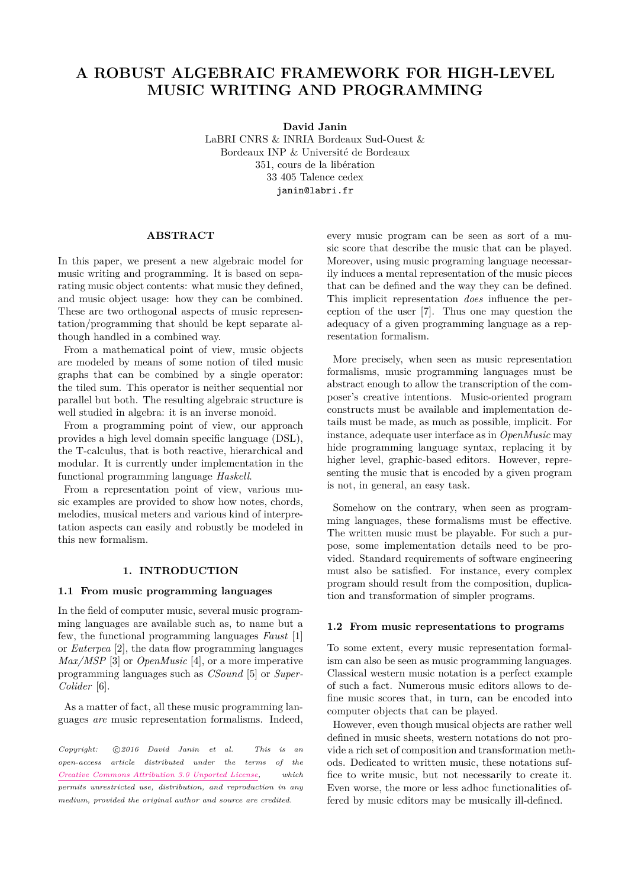# A ROBUST ALGEBRAIC FRAMEWORK FOR HIGH-LEVEL MUSIC WRITING AND PROGRAMMING

**David Janin**
LaBRI CNRS & INRIA Bordeaux Sud-Ouest &
Bordeaux INP & Université de Bordeaux
351, cours de la libération
33 405 Talence cedex
janin@labri.fr

## ABSTRACT

In this paper, we present a new algebraic model for music writing and programming. It is based on separating music object contents: what music they defined, and music object usage: how they can be combined. These are two orthogonal aspects of music representation/programming that should be kept separate although handled in a combined way.

From a mathematical point of view, music objects are modeled by means of some notion of tiled music graphs that can be combined by a single operator: the tiled sum. This operator is neither sequential nor parallel but both. The resulting algebraic structure is well studied in algebra: it is an inverse monoid.

From a programming point of view, our approach provides a high level domain specific language (DSL), the T-calculus, that is both reactive, hierarchical and modular. It is currently under implementation in the functional programming language *Haskell*.

From a representation point of view, various music examples are provided to show how notes, chords, melodies, musical meters and various kind of interpretation aspects can easily and robustly be modeled in this new formalism.

## 1. INTRODUCTION

### 1.1 From music programming languages

In the field of computer music, several music programming languages are available such as, to name but a few, the functional programming languages *Faust* [1] or *Euterpea* [2], the data flow programming languages *Max/MSP* [3] or *OpenMusic* [4], or a more imperative programming languages such as *CSound* [5] or *SuperColider* [6].

As a matter of fact, all these music programming languages *are* music representation formalisms. Indeed, every music program can be seen as sort of a music score that describe the music that can be played. Moreover, using music programing language necessarily induces a mental representation of the music pieces that can be defined and the way they can be defined. This implicit representation *does* influence the perception of the user [7]. Thus one may question the adequacy of a given programming language as a representation formalism.

More precisely, when seen as music representation formalisms, music programming languages must be abstract enough to allow the transcription of the composer's creative intentions. Music-oriented program constructs must be available and implementation details must be made, as much as possible, implicit. For instance, adequate user interface as in *OpenMusic* may hide programming language syntax, replacing it by higher level, graphic-based editors. However, representing the music that is encoded by a given program is not, in general, an easy task.

Somehow on the contrary, when seen as programming languages, these formalisms must be effective. The written music must be playable. For such a purpose, some implementation details need to be provided. Standard requirements of software engineering must also be satisfied. For instance, every complex program should result from the composition, duplication and transformation of simpler programs.

### 1.2 From music representations to programs

To some extent, every music representation formalism can also be seen as music programming languages. Classical western music notation is a perfect example of such a fact. Numerous music editors allows to define music scores that, in turn, can be encoded into computer objects that can be played.

However, even though musical objects are rather well defined in music sheets, western notations do not provide a rich set of composition and transformation methods. Dedicated to written music, these notations suffice to write music, but not necessarily to create it. Even worse, the more or less adhoc functionalities offered by music editors may be musically ill-defined.

*Copyright: ©2016 David Janin et al. This is an open-access article distributed under the terms of the Creative Commons Attribution 3.0 Unported License, which permits unrestricted use, distribution, and reproduction in any medium, provided the original author and source are credited.*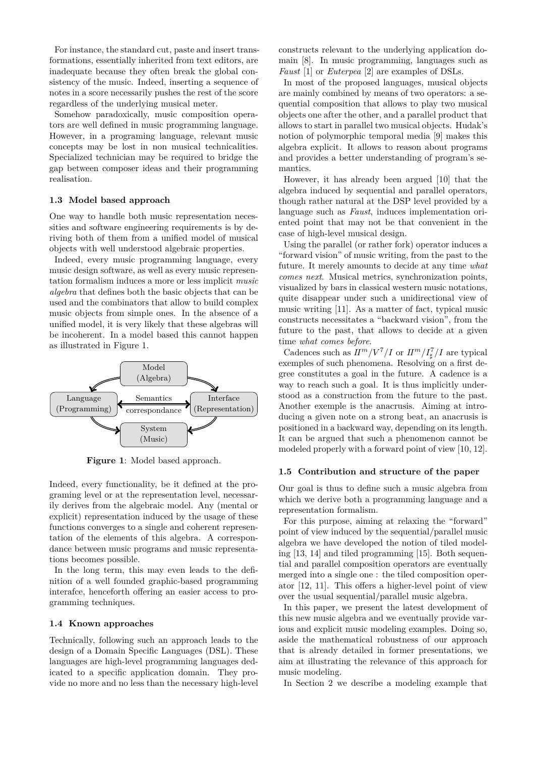For instance, the standard cut, paste and insert transformations, essentially inherited from text editors, are inadequate because they often break the global consistency of the music. Indeed, inserting a sequence of notes in a score necessarily pushes the rest of the score regardless of the underlying musical meter.

Somehow paradoxically, music composition operators are well defined in music programming language. However, in a programing language, relevant music concepts may be lost in non musical technicalities. Specialized technician may be required to bridge the gap between composer ideas and their programming realisation.

### 1.3 Model based approach

One way to handle both music representation necessities and software engineering requirements is by deriving both of them from a unified model of musical objects with well understood algebraic properties.

Indeed, every music programming language, every music design software, as well as every music representation formalism induces a more or less implicit *music algebra* that defines both the basic objects that can be used and the combinators that allow to build complex music objects from simple ones. In the absence of a unified model, it is very likely that these algebras will be incoherent. In a model based this cannot happen as illustrated in Figure 1.

Model (Algebra)

Language (Programming) — Semantics correspondance — Interface (Representation)

System (Music)

**Figure 1**: Model based approach.

Indeed, every functionality, be it defined at the programing level or at the representation level, necessarily derives from the algebraic model. Any (mental or explicit) representation induced by the usage of these functions converges to a single and coherent representation of the elements of this algebra. A correspondance between music programs and music representations becomes possible.

In the long term, this may even leads to the definition of a well founded graphic-based programming interafce, henceforth offering an easier access to programming techniques.

### 1.4 Known approaches

Technically, following such an approach leads to the design of a Domain Specific Languages (DSL). These languages are high-level programming languages dedicated to a specific application domain. They provide no more and no less than the necessary high-level constructs relevant to the underlying application domain [8]. In music programming, languages such as *Faust* [1] or *Euterpea* [2] are examples of DSLs.

In most of the proposed languages, musical objects are mainly combined by means of two operators: a sequential composition that allows to play two musical objects one after the other, and a parallel product that allows to start in parallel two musical objects. Hudak's notion of polymorphic temporal media [9] makes this algebra explicit. It allows to reason about programs and provides a better understanding of program's semantics.

However, it has already been argued [10] that the algebra induced by sequential and parallel operators, though rather natural at the DSP level provided by a language such as *Faust*, induces implementation oriented point that may not be that convenient in the case of high-level musical design.

Using the parallel (or rather fork) operator induces a "forward vision" of music writing, from the past to the future. It merely amounts to decide at any time *what comes next*. Musical metrics, synchronization points, visualized by bars in classical western music notations, quite disappear under such a unidirectional view of music writing [11]. As a matter of fact, typical music constructs necessitates a "backward vision", from the future to the past, that allows to decide at a given time *what comes before*.

Cadences such as $II^m/V^7/I$ or $II^m/I^7_\sharp/I$ are typical exemples of such phenomena. Resolving on a first degree constitutes a goal in the future. A cadence is a way to reach such a goal. It is thus implicitly understood as a construction from the future to the past. Another exemple is the anacrusis. Aiming at introducing a given note on a strong beat, an anacrusis is positioned in a backward way, depending on its length. It can be argued that such a phenomenon cannot be modeled properly with a forward point of view [10, 12].

### 1.5 Contribution and structure of the paper

Our goal is thus to define such a music algebra from which we derive both a programming language and a representation formalism.

For this purpose, aiming at relaxing the "forward" point of view induced by the sequential/parallel music algebra we have developed the notion of tiled modeling [13, 14] and tiled programming [15]. Both sequential and parallel composition operators are eventually merged into a single one : the tiled composition operator [12, 11]. This offers a higher-level point of view over the usual sequential/parallel music algebra.

In this paper, we present the latest development of this new music algebra and we eventually provide various and explicit music modeling examples. Doing so, aside the mathematical robustness of our approach that is already detailed in former presentations, we aim at illustrating the relevance of this approach for music modeling.

In Section 2 we describe a modeling example that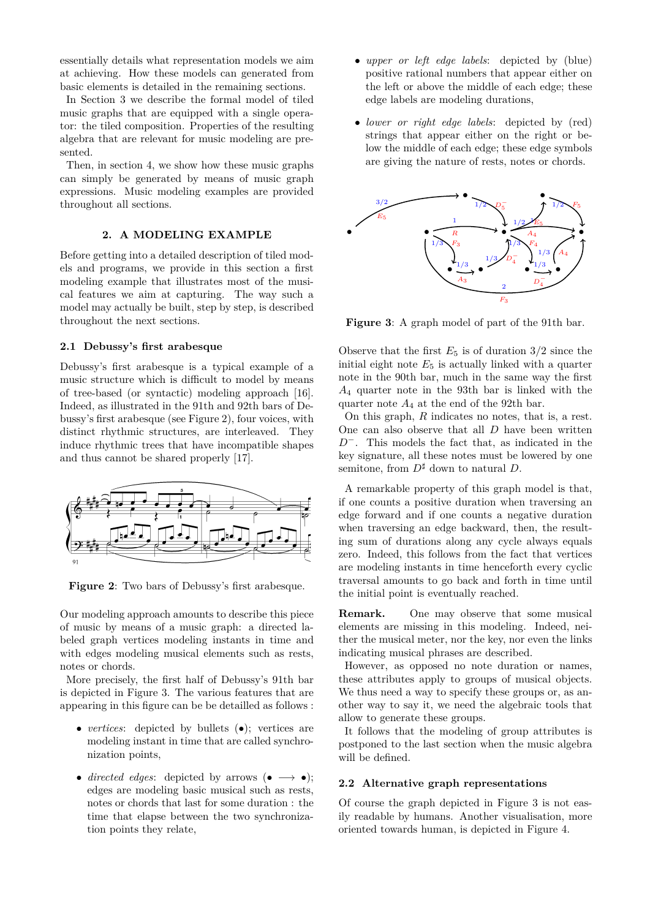essentially details what representation models we aim at achieving. How these models can generated from basic elements is detailed in the remaining sections.

In Section 3 we describe the formal model of tiled music graphs that are equipped with a single operator: the tiled composition. Properties of the resulting algebra that are relevant for music modeling are presented.

Then, in section 4, we show how these music graphs can simply be generated by means of music graph expressions. Music modeling examples are provided throughout all sections.

## 2. A MODELING EXAMPLE

Before getting into a detailed description of tiled models and programs, we provide in this section a first modeling example that illustrates most of the musical features we aim at capturing. The way such a model may actually be built, step by step, is described throughout the next sections.

### 2.1 Debussy's first arabesque

Debussy's first arabesque is a typical example of a music structure which is difficult to model by means of tree-based (or syntactic) modeling approach [16]. Indeed, as illustrated in the 91th and 92th bars of Debussy's first arabesque (see Figure 2), four voices, with distinct rhythmic structures, are interleaved. They induce rhythmic trees that have incompatible shapes and thus cannot be shared properly [17].

**Figure 2**: Two bars of Debussy's first arabesque.

Our modeling approach amounts to describe this piece of music by means of a music graph: a directed labeled graph vertices modeling instants in time and with edges modeling musical elements such as rests, notes or chords.

More precisely, the first half of Debussy's 91th bar is depicted in Figure 3. The various features that are appearing in this figure can be detailled as follows :

- *vertices*: depicted by bullets (•); vertices are modeling instant in time that are called synchronization points,
- *directed edges*: depicted by arrows (• ⟶ •); edges are modeling basic musical such as rests, notes or chords that last for some duration : the time that elapse between the two synchronization points they relate,
- *upper or left edge labels*: depicted by (blue) positive rational numbers that appear either on the left or above the middle of each edge; these edge labels are modeling durations,
- *lower or right edge labels*: depicted by (red) strings that appear either on the right or below the middle of each edge; these edge symbols are giving the nature of rests, notes or chords.

**Figure 3**: A graph model of part of the 91th bar.

Observe that the first $E_5$ is of duration 3/2 since the initial eight note $E_5$ is actually linked with a quarter note in the 90th bar, much in the same way the first $A_4$ quarter note in the 93th bar is linked with the quarter note $A_4$ at the end of the 92th bar.

On this graph, $R$ indicates no notes, that is, a rest. One can also observe that all $D$ have been written $D^-$. This models the fact that, as indicated in the key signature, all these notes must be lowered by one semitone, from $D^\sharp$ down to natural $D$.

A remarkable property of this graph model is that, if one counts a positive duration when traversing an edge forward and if one counts a negative duration when traversing an edge backward, then, the resulting sum of durations along any cycle always equals zero. Indeed, this follows from the fact that vertices are modeling instants in time henceforth every cyclic traversal amounts to go back and forth in time until the initial point is eventually reached.

**Remark.** One may observe that some musical elements are missing in this modeling. Indeed, neither the musical meter, nor the key, nor even the links indicating musical phrases are described.

However, as opposed no note duration or names, these attributes apply to groups of musical objects. We thus need a way to specify these groups or, as another way to say it, we need the algebraic tools that allow to generate these groups.

It follows that the modeling of group attributes is postponed to the last section when the music algebra will be defined.

### 2.2 Alternative graph representations

Of course the graph depicted in Figure 3 is not easily readable by humans. Another visualisation, more oriented towards human, is depicted in Figure 4.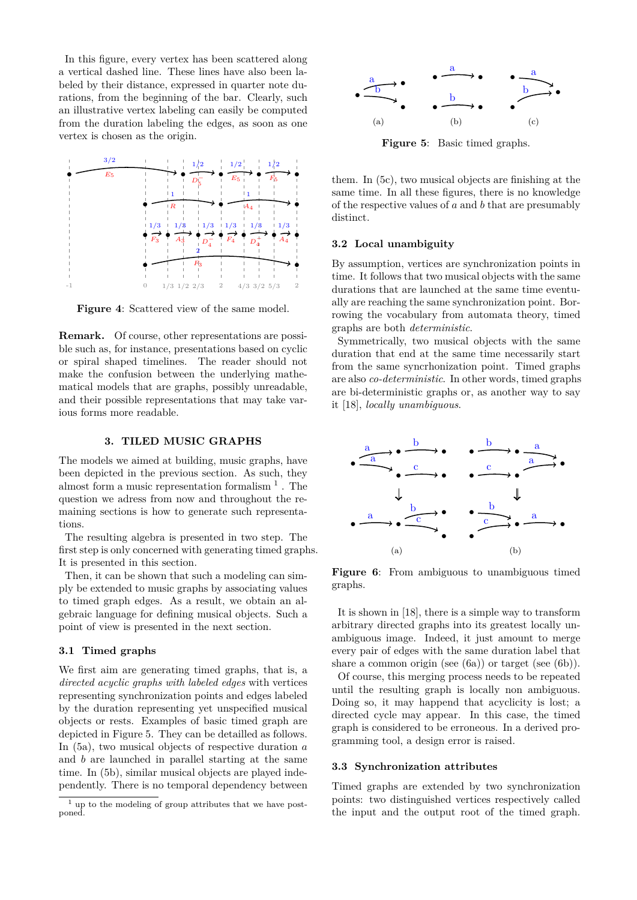In this figure, every vertex has been scattered along a vertical dashed line. These lines have also been labeled by their distance, expressed in quarter note durations, from the beginning of the bar. Clearly, such an illustrative vertex labeling can easily be computed from the duration labeling the edges, as soon as one vertex is chosen as the origin.

**Figure 4**: Scattered view of the same model.

**Remark.** Of course, other representations are possible such as, for instance, presentations based on cyclic or spiral shaped timelines. The reader should not make the confusion between the underlying mathematical models that are graphs, possibly unreadable, and their possible representations that may take various forms more readable.

## 3. TILED MUSIC GRAPHS

The models we aimed at building, music graphs, have been depicted in the previous section. As such, they almost form a music representation formalism [1]. The question we adress from now and throughout the remaining sections is how to generate such representations.

The resulting algebra is presented in two step. The first step is only concerned with generating timed graphs. It is presented in this section.

Then, it can be shown that such a modeling can simply be extended to music graphs by associating values to timed graph edges. As a result, we obtain an algebraic language for defining musical objects. Such a point of view is presented in the next section.

### 3.1 Timed graphs

We first aim are generating timed graphs, that is, a *directed acyclic graphs with labeled edges* with vertices representing synchronization points and edges labeled by the duration representing yet unspecified musical objects or rests. Examples of basic timed graph are depicted in Figure 5. They can be detailled as follows. In (5a), two musical objects of respective duration $a$ and $b$ are launched in parallel starting at the same time. In (5b), similar musical objects are played independently. There is no temporal dependency between them. In (5c), two musical objects are finishing at the same time. In all these figures, there is no knowledge of the respective values of $a$ and $b$ that are presumably distinct.

[1] up to the modeling of group attributes that we have postponed.

**Figure 5**: Basic timed graphs.

### 3.2 Local unambiguity

By assumption, vertices are synchronization points in time. It follows that two musical objects with the same durations that are launched at the same time eventually are reaching the same synchronization point. Borrowing the vocabulary from automata theory, timed graphs are both *deterministic*.

Symmetrically, two musical objects with the same duration that end at the same time necessarily start from the same syncrhonization point. Timed graphs are also *co-deterministic*. In other words, timed graphs are bi-deterministic graphs or, as another way to say it [18], *locally unambiguous*.

**Figure 6**: From ambiguous to unambiguous timed graphs.

It is shown in [18], there is a simple way to transform arbitrary directed graphs into its greatest locally unambiguous image. Indeed, it just amount to merge every pair of edges with the same duration label that share a common origin (see (6a)) or target (see (6b)).

Of course, this merging process needs to be repeated until the resulting graph is locally non ambiguous. Doing so, it may happend that acyclicity is lost; a directed cycle may appear. In this case, the timed graph is considered to be erroneous. In a derived programming tool, a design error is raised.

### 3.3 Synchronization attributes

Timed graphs are extended by two synchronization points: two distinguished vertices respectively called the input and the output root of the timed graph.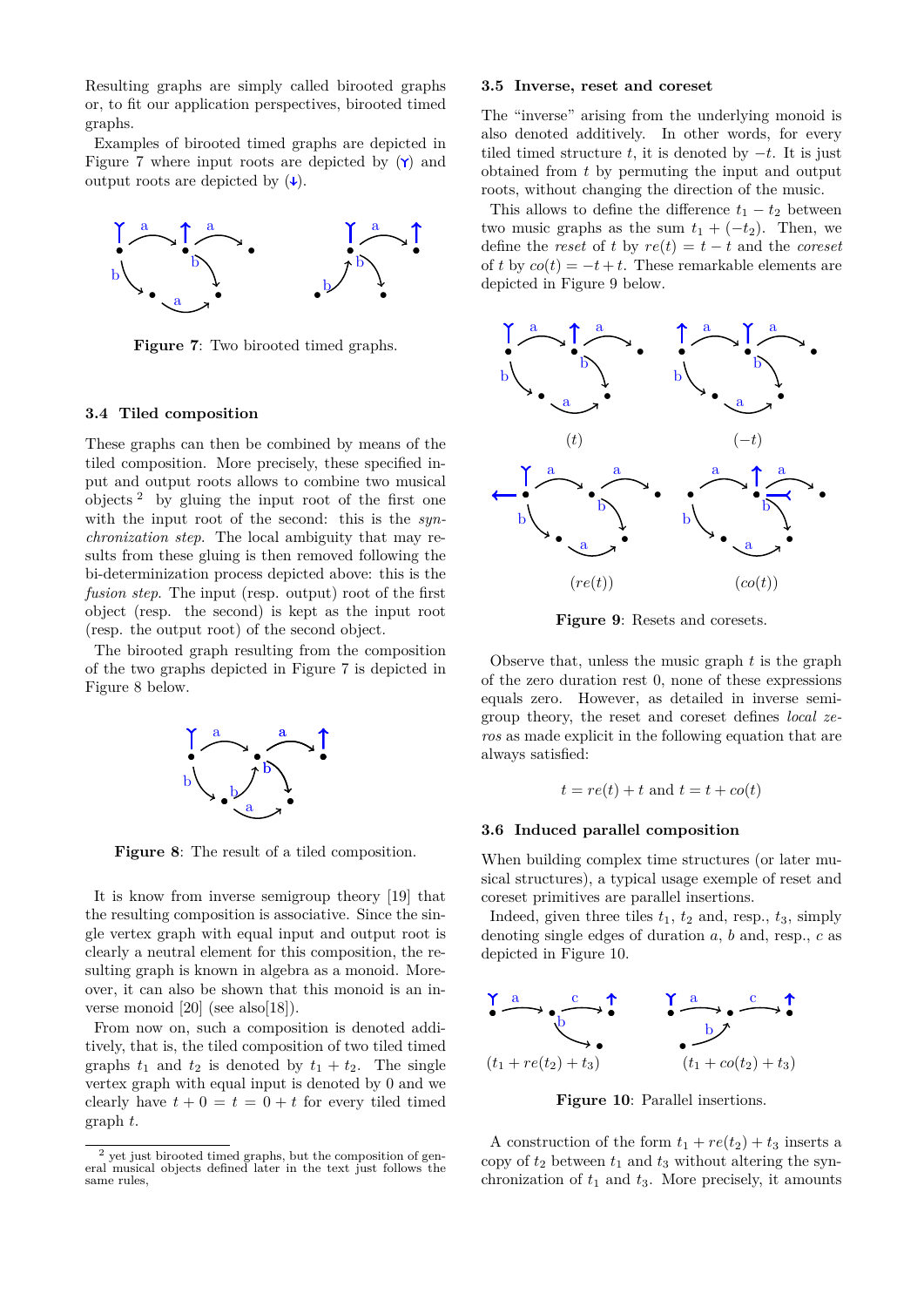Resulting graphs are simply called birooted graphs or, to fit our application perspectives, birooted timed graphs.

Examples of birooted timed graphs are depicted in Figure 7 where input roots are depicted by (⋎) and output roots are depicted by (↓).

**Figure 7**: Two birooted timed graphs.

### 3.4 Tiled composition

These graphs can then be combined by means of the tiled composition. More precisely, these specified input and output roots allows to combine two musical objects [2] by gluing the input root of the first one with the input root of the second: this is the *synchronization step*. The local ambiguity that may results from these gluing is then removed following the bi-determinization process depicted above: this is the *fusion step*. The input (resp. output) root of the first object (resp. the second) is kept as the input root (resp. the output root) of the second object.

The birooted graph resulting from the composition of the two graphs depicted in Figure 7 is depicted in Figure 8 below.

**Figure 8**: The result of a tiled composition.

It is know from inverse semigroup theory [19] that the resulting composition is associative. Since the single vertex graph with equal input and output root is clearly a neutral element for this composition, the resulting graph is known in algebra as a monoid. Moreover, it can also be shown that this monoid is an inverse monoid [20] (see also[18]).

From now on, such a composition is denoted additively, that is, the tiled composition of two tiled timed graphs $t_1$ and $t_2$ is denoted by $t_1 + t_2$. The single vertex graph with equal input is denoted by 0 and we clearly have $t + 0 = t = 0 + t$ for every tiled timed graph $t$.

[2] yet just birooted timed graphs, but the composition of general musical objects defined later in the text just follows the same rules,

### 3.5 Inverse, reset and coreset

The "inverse" arising from the underlying monoid is also denoted additively. In other words, for every tiled timed structure $t$, it is denoted by $-t$. It is just obtained from $t$ by permuting the input and output roots, without changing the direction of the music.

This allows to define the difference $t_1 - t_2$ between two music graphs as the sum $t_1 + (-t_2)$. Then, we define the *reset* of $t$ by $re(t) = t - t$ and the *coreset* of $t$ by $co(t) = -t + t$. These remarkable elements are depicted in Figure 9 below.

**Figure 9**: Resets and coresets.

Observe that, unless the music graph $t$ is the graph of the zero duration rest 0, none of these expressions equals zero. However, as detailed in inverse semigroup theory, the reset and coreset defines *local zeros* as made explicit in the following equation that are always satisfied:

$$t = re(t) + t \text{ and } t = t + co(t)$$

### 3.6 Induced parallel composition

When building complex time structures (or later musical structures), a typical usage exemple of reset and coreset primitives are parallel insertions.

Indeed, given three tiles $t_1$, $t_2$ and, resp., $t_3$, simply denoting single edges of duration $a$, $b$ and, resp., $c$ as depicted in Figure 10.

**Figure 10**: Parallel insertions.

A construction of the form $t_1 + re(t_2) + t_3$ inserts a copy of $t_2$ between $t_1$ and $t_3$ without altering the synchronization of $t_1$ and $t_3$. More precisely, it amounts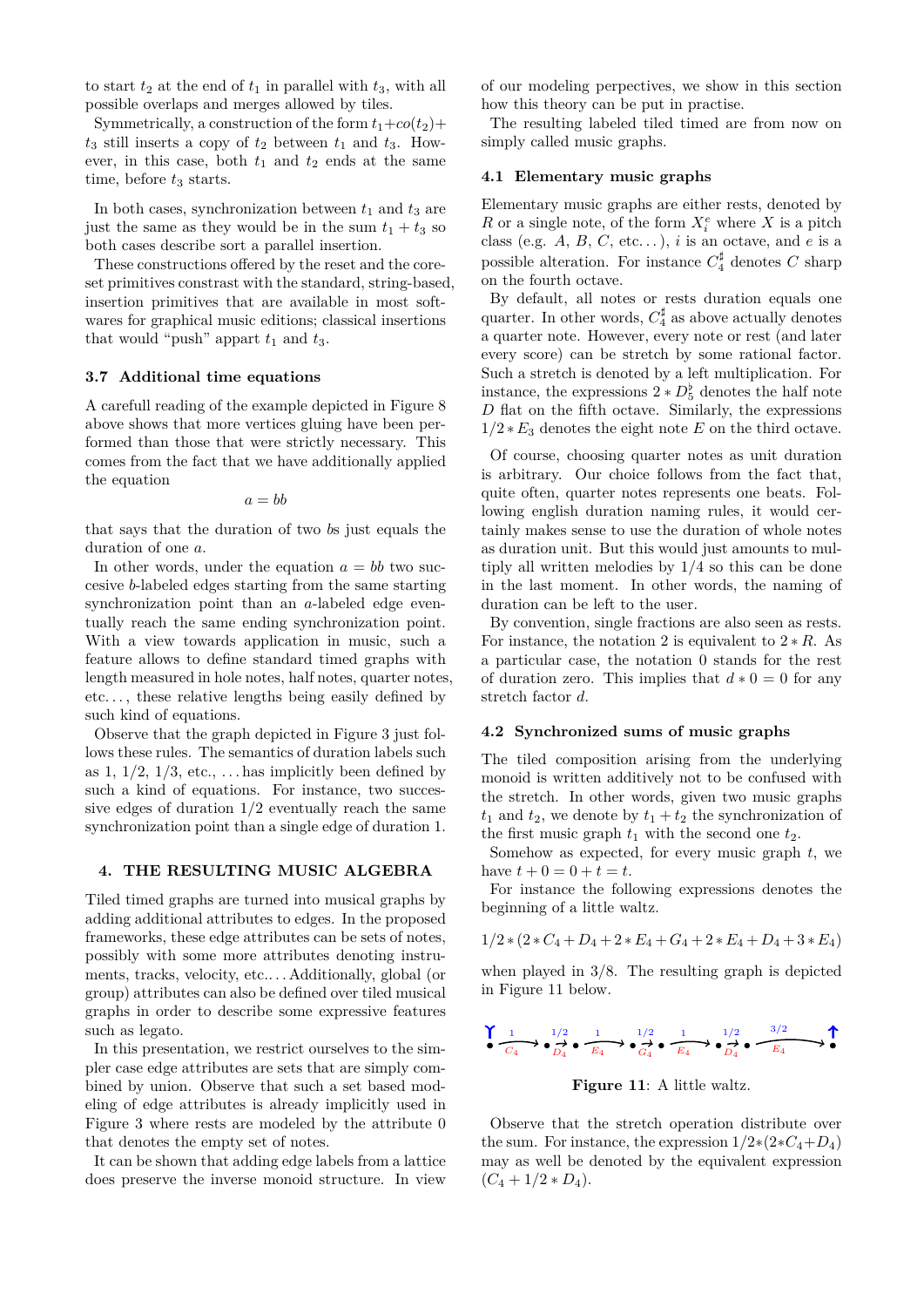to start $t_2$ at the end of $t_1$ in parallel with $t_3$, with all possible overlaps and merges allowed by tiles.

Symmetrically, a construction of the form $t_1 + co(t_2) + t_3$ still inserts a copy of $t_2$ between $t_1$ and $t_3$. However, in this case, both $t_1$ and $t_2$ ends at the same time, before $t_3$ starts.

In both cases, synchronization between $t_1$ and $t_3$ are just the same as they would be in the sum $t_1 + t_3$ so both cases describe sort a parallel insertion.

These constructions offered by the reset and the coreset primitives constrast with the standard, string-based, insertion primitives that are available in most softwares for graphical music editions; classical insertions that would "push" appart $t_1$ and $t_3$.

### 3.7 Additional time equations

A carefull reading of the example depicted in Figure 8 above shows that more vertices gluing have been performed than those that were strictly necessary. This comes from the fact that we have additionally applied the equation

$$a = bb$$

that says that the duration of two $b$s just equals the duration of one $a$.

In other words, under the equation $a = bb$ two successive $b$-labeled edges starting from the same starting synchronization point than an $a$-labeled edge eventually reach the same ending synchronization point. With a view towards application in music, such a feature allows to define standard timed graphs with length measured in hole notes, half notes, quarter notes, etc..., these relative lengths being easily defined by such kind of equations.

Observe that the graph depicted in Figure 3 just follows these rules. The semantics of duration labels such as 1, 1/2, 1/3, etc., ... has implicitly been defined by such a kind of equations. For instance, two successive edges of duration 1/2 eventually reach the same synchronization point than a single edge of duration 1.

## 4. THE RESULTING MUSIC ALGEBRA

Tiled timed graphs are turned into musical graphs by adding additional attributes to edges. In the proposed frameworks, these edge attributes can be sets of notes, possibly with some more attributes denoting instruments, tracks, velocity, etc.... Additionally, global (or group) attributes can also be defined over tiled musical graphs in order to describe some expressive features such as legato.

In this presentation, we restrict ourselves to the simpler case edge attributes are sets that are simply combined by union. Observe that such a set based modeling of edge attributes is already implicitly used in Figure 3 where rests are modeled by the attribute 0 that denotes the empty set of notes.

It can be shown that adding edge labels from a lattice does preserve the inverse monoid structure. In view of our modeling perpectives, we show in this section how this theory can be put in practise.

The resulting labeled tiled timed are from now on simply called music graphs.

### 4.1 Elementary music graphs

Elementary music graphs are either rests, denoted by $R$ or a single note, of the form $X_i^e$ where $X$ is a pitch class (e.g. $A$, $B$, $C$, etc...), $i$ is an octave, and $e$ is a possible alteration. For instance $C_4^\sharp$ denotes $C$ sharp on the fourth octave.

By default, all notes or rests duration equals one quarter. In other words, $C_4^\sharp$ as above actually denotes a quarter note. However, every note or rest (and later every score) can be stretch by some rational factor. Such a stretch is denoted by a left multiplication. For instance, the expressions $2 * D_5^\flat$ denotes the half note $D$ flat on the fifth octave. Similarly, the expressions $1/2 * E_3$ denotes the eight note $E$ on the third octave.

Of course, choosing quarter notes as unit duration is arbitrary. Our choice follows from the fact that, quite often, quarter notes represents one beats. Following english duration naming rules, it would certainly makes sense to use the duration of whole notes as duration unit. But this would just amounts to multiply all written melodies by 1/4 so this can be done in the last moment. In other words, the naming of duration can be left to the user.

By convention, single fractions are also seen as rests. For instance, the notation 2 is equivalent to $2 * R$. As a particular case, the notation 0 stands for the rest of duration zero. This implies that $d * 0 = 0$ for any stretch factor $d$.

### 4.2 Synchronized sums of music graphs

The tiled composition arising from the underlying monoid is written additively not to be confused with the stretch. In other words, given two music graphs $t_1$ and $t_2$, we denote by $t_1 + t_2$ the synchronization of the first music graph $t_1$ with the second one $t_2$.

Somehow as expected, for every music graph $t$, we have $t + 0 = 0 + t = t$.

For instance the following expressions denotes the beginning of a little waltz.

$$1/2 * (2 * C_4 + D_4 + 2 * E_4 + G_4 + 2 * E_4 + D_4 + 3 * E_4)$$

when played in 3/8. The resulting graph is depicted in Figure 11 below.

**Figure 11**: A little waltz.

Observe that the stretch operation distribute over the sum. For instance, the expression $1/2 * (2 * C_4 + D_4)$ may as well be denoted by the equivalent expression $(C_4 + 1/2 * D_4)$.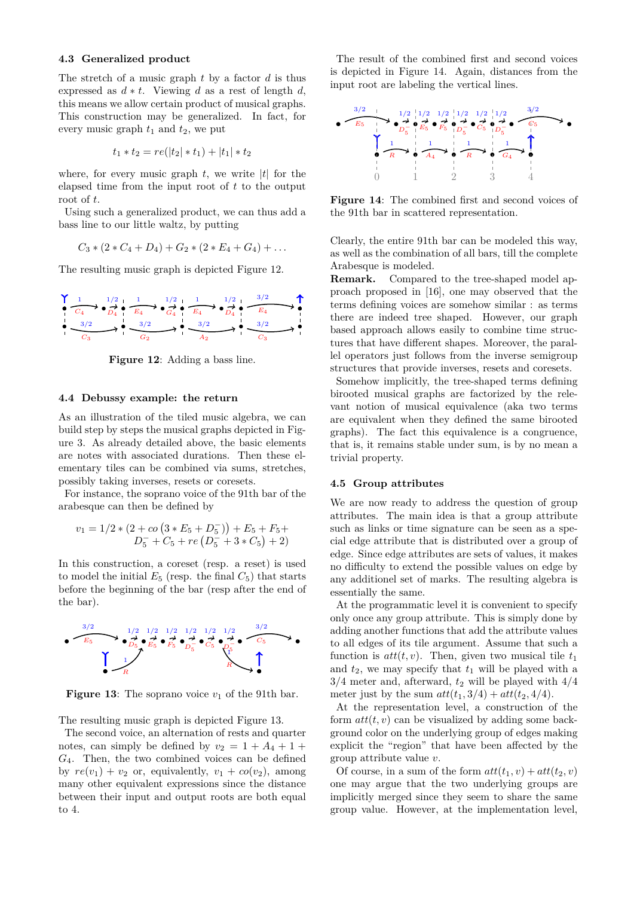### 4.3 Generalized product

The stretch of a music graph $t$ by a factor $d$ is thus expressed as $d * t$. Viewing $d$ as a rest of length $d$, this means we allow certain product of musical graphs. This construction may be generalized. In fact, for every music graph $t_1$ and $t_2$, we put

$$t_1 * t_2 = re(|t_2| * t_1) + |t_1| * t_2$$

where, for every music graph $t$, we write $|t|$ for the elapsed time from the input root of $t$ to the output root of $t$.

Using such a generalized product, we can thus add a bass line to our little waltz, by putting

$$C_3 * (2 * C_4 + D_4) + G_2 * (2 * E_4 + G_4) + \ldots$$

The resulting music graph is depicted Figure 12.

**Figure 12**: Adding a bass line.

### 4.4 Debussy example: the return

As an illustration of the tiled music algebra, we can build step by steps the musical graphs depicted in Figure 3. As already detailed above, the basic elements are notes with associated durations. Then these elementary tiles can be combined via sums, stretches, possibly taking inverses, resets or coresets.

For instance, the soprano voice of the 91th bar of the arabesque can then be defined by

$$v_1 = 1/2 * \left(2 + co\left(3 * E_5 + D_5^-\right)\right) + E_5 + F_5 + D_5^- + C_5 + re\left(D_5^- + 3 * C_5\right) + 2)$$

In this construction, a coreset (resp. a reset) is used to model the initial $E_5$ (resp. the final $C_5$) that starts before the beginning of the bar (resp after the end of the bar).

**Figure 13**: The soprano voice $v_1$ of the 91th bar.

The resulting music graph is depicted Figure 13.

The second voice, an alternation of rests and quarter notes, can simply be defined by $v_2 = 1 + A_4 + 1 + G_4$. Then, the two combined voices can be defined by $re(v_1) + v_2$ or, equivalently, $v_1 + co(v_2)$, among many other equivalent expressions since the distance between their input and output roots are both equal to 4.

The result of the combined first and second voices is depicted in Figure 14. Again, distances from the input root are labeling the vertical lines.

**Figure 14**: The combined first and second voices of the 91th bar in scattered representation.

Clearly, the entire 91th bar can be modeled this way, as well as the combination of all bars, till the complete Arabesque is modeled.

**Remark.** Compared to the tree-shaped model approach proposed in [16], one may observed that the terms defining voices are somehow similar : as terms there are indeed tree shaped. However, our graph based approach allows easily to combine time structures that have different shapes. Moreover, the parallel operators just follows from the inverse semigroup structures that provide inverses, resets and coresets.

Somehow implicitly, the tree-shaped terms defining birooted musical graphs are factorized by the relevant notion of musical equivalence (aka two terms are equivalent when they defined the same birooted graphs). The fact this equivalence is a congruence, that is, it remains stable under sum, is by no mean a trivial property.

### 4.5 Group attributes

We are now ready to address the question of group attributes. The main idea is that a group attribute such as links or time signature can be seen as a special edge attribute that is distributed over a group of edge. Since edge attributes are sets of values, it makes no difficulty to extend the possible values on edge by any additionel set of marks. The resulting algebra is essentially the same.

At the programmatic level it is convenient to specify only once any group attribute. This is simply done by adding another functions that add the attribute values to all edges of its tile argument. Assume that such a function is $att(t, v)$. Then, given two musical tile $t_1$ and $t_2$, we may specify that $t_1$ will be played with a 3/4 meter and, afterward, $t_2$ will be played with 4/4 meter just by the sum $att(t_1, 3/4) + att(t_2, 4/4)$.

At the representation level, a construction of the form $att(t, v)$ can be visualized by adding some background color on the underlying group of edges making explicit the "region" that have been affected by the group attribute value $v$.

Of course, in a sum of the form $att(t_1, v) + att(t_2, v)$ one may argue that the two underlying groups are implicitly merged since they seem to share the same group value. However, at the implementation level,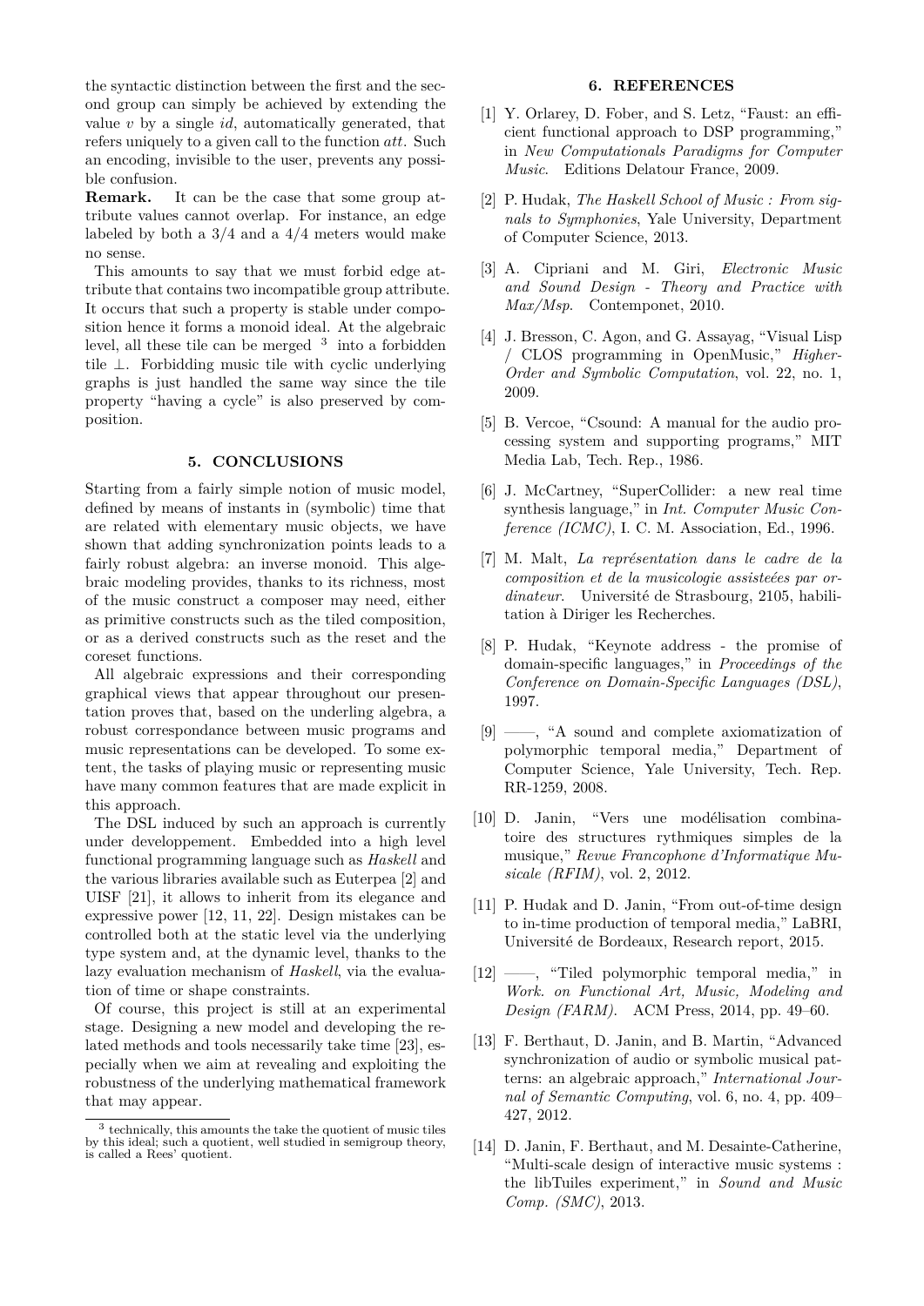the syntactic distinction between the first and the second group can simply be achieved by extending the value $v$ by a single $id$, automatically generated, that refers uniquely to a given call to the function $att$. Such an encoding, invisible to the user, prevents any possible confusion.

**Remark.** It can be the case that some group attribute values cannot overlap. For instance, an edge labeled by both a 3/4 and a 4/4 meters would make no sense.

This amounts to say that we must forbid edge attribute that contains two incompatible group attribute. It occurs that such a property is stable under composition hence it forms a monoid ideal. At the algebraic level, all these tile can be merged [3] into a forbidden tile $\perp$. Forbidding music tile with cyclic underlying graphs is just handled the same way since the tile property "having a cycle" is also preserved by composition.

## 5. CONCLUSIONS

Starting from a fairly simple notion of music model, defined by means of instants in (symbolic) time that are related with elementary music objects, we have shown that adding synchronization points leads to a fairly robust algebra: an inverse monoid. This algebraic modeling provides, thanks to its richness, most of the music construct a composer may need, either as primitive constructs such as the tiled composition, or as a derived constructs such as the reset and the coreset functions.

All algebraic expressions and their corresponding graphical views that appear throughout our presentation proves that, based on the underling algebra, a robust correspondance between music programs and music representations can be developed. To some extent, the tasks of playing music or representing music have many common features that are made explicit in this approach.

The DSL induced by such an approach is currently under developpement. Embedded into a high level functional programming language such as *Haskell* and the various libraries available such as Euterpea [2] and UISF [21], it allows to inherit from its elegance and expressive power [12, 11, 22]. Design mistakes can be controlled both at the static level via the underlying type system and, at the dynamic level, thanks to the lazy evaluation mechanism of *Haskell*, via the evaluation of time or shape constraints.

Of course, this project is still at an experimental stage. Designing a new model and developing the related methods and tools necessarily take time [23], especially when we aim at revealing and exploiting the robustness of the underlying mathematical framework that may appear.

[3] technically, this amounts the take the quotient of music tiles by this ideal; such a quotient, well studied in semigroup theory, is called a Rees' quotient.

## 6. REFERENCES

[1] Y. Orlarey, D. Fober, and S. Letz, "Faust: an efficient functional approach to DSP programming," in *New Computationals Paradigms for Computer Music*. Editions Delatour France, 2009.

[2] P. Hudak, *The Haskell School of Music : From signals to Symphonies*, Yale University, Department of Computer Science, 2013.

[3] A. Cipriani and M. Giri, *Electronic Music and Sound Design - Theory and Practice with Max/Msp*. Contemponet, 2010.

[4] J. Bresson, C. Agon, and G. Assayag, "Visual Lisp / CLOS programming in OpenMusic," *Higher-Order and Symbolic Computation*, vol. 22, no. 1, 2009.

[5] B. Vercoe, "Csound: A manual for the audio processing system and supporting programs," MIT Media Lab, Tech. Rep., 1986.

[6] J. McCartney, "SuperCollider: a new real time synthesis language," in *Int. Computer Music Conference (ICMC)*, I. C. M. Association, Ed., 1996.

[7] M. Malt, *La représentation dans le cadre de la composition et de la musicologie assisteées par ordinateur.* Université de Strasbourg, 2105, habilitation à Diriger les Recherches.

[8] P. Hudak, "Keynote address - the promise of domain-specific languages," in *Proceedings of the Conference on Domain-Specific Languages (DSL)*, 1997.

[9] ——, "A sound and complete axiomatization of polymorphic temporal media," Department of Computer Science, Yale University, Tech. Rep. RR-1259, 2008.

[10] D. Janin, "Vers une modélisation combinatoire des structures rythmiques simples de la musique," *Revue Francophone d'Informatique Musicale (RFIM)*, vol. 2, 2012.

[11] P. Hudak and D. Janin, "From out-of-time design to in-time production of temporal media," LaBRI, Université de Bordeaux, Research report, 2015.

[12] ——, "Tiled polymorphic temporal media," in *Work. on Functional Art, Music, Modeling and Design (FARM)*. ACM Press, 2014, pp. 49–60.

[13] F. Berthaut, D. Janin, and B. Martin, "Advanced synchronization of audio or symbolic musical patterns: an algebraic approach," *International Journal of Semantic Computing*, vol. 6, no. 4, pp. 409–427, 2012.

[14] D. Janin, F. Berthaut, and M. Desainte-Catherine, "Multi-scale design of interactive music systems : the libTuiles experiment," in *Sound and Music Comp. (SMC)*, 2013.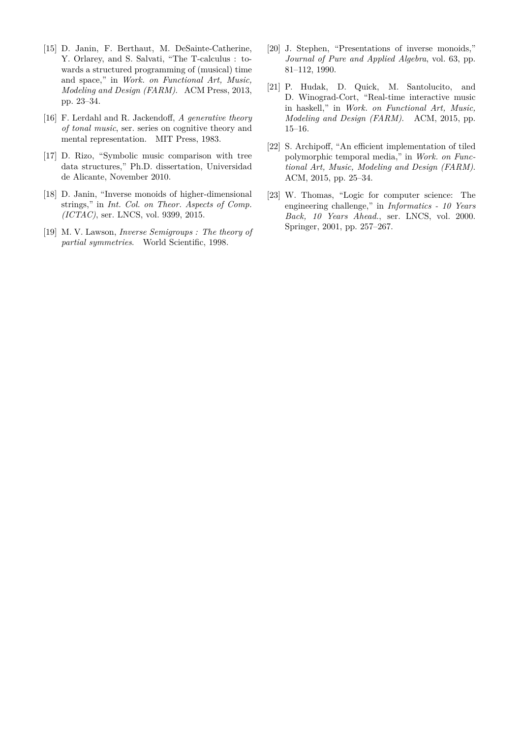[15] D. Janin, F. Berthaut, M. DeSainte-Catherine, Y. Orlarey, and S. Salvati, "The T-calculus : towards a structured programming of (musical) time and space," in *Work. on Functional Art, Music, Modeling and Design (FARM)*. ACM Press, 2013, pp. 23–34.

[16] F. Lerdahl and R. Jackendoff, *A generative theory of tonal music*, ser. series on cognitive theory and mental representation. MIT Press, 1983.

[17] D. Rizo, "Symbolic music comparison with tree data structures," Ph.D. dissertation, Universidad de Alicante, November 2010.

[18] D. Janin, "Inverse monoids of higher-dimensional strings," in *Int. Col. on Theor. Aspects of Comp. (ICTAC)*, ser. LNCS, vol. 9399, 2015.

[19] M. V. Lawson, *Inverse Semigroups : The theory of partial symmetries*. World Scientific, 1998.

[20] J. Stephen, "Presentations of inverse monoids," *Journal of Pure and Applied Algebra*, vol. 63, pp. 81–112, 1990.

[21] P. Hudak, D. Quick, M. Santolucito, and D. Winograd-Cort, "Real-time interactive music in haskell," in *Work. on Functional Art, Music, Modeling and Design (FARM)*. ACM, 2015, pp. 15–16.

[22] S. Archipoff, "An efficient implementation of tiled polymorphic temporal media," in *Work. on Functional Art, Music, Modeling and Design (FARM)*. ACM, 2015, pp. 25–34.

[23] W. Thomas, "Logic for computer science: The engineering challenge," in *Informatics - 10 Years Back, 10 Years Ahead.*, ser. LNCS, vol. 2000. Springer, 2001, pp. 257–267.